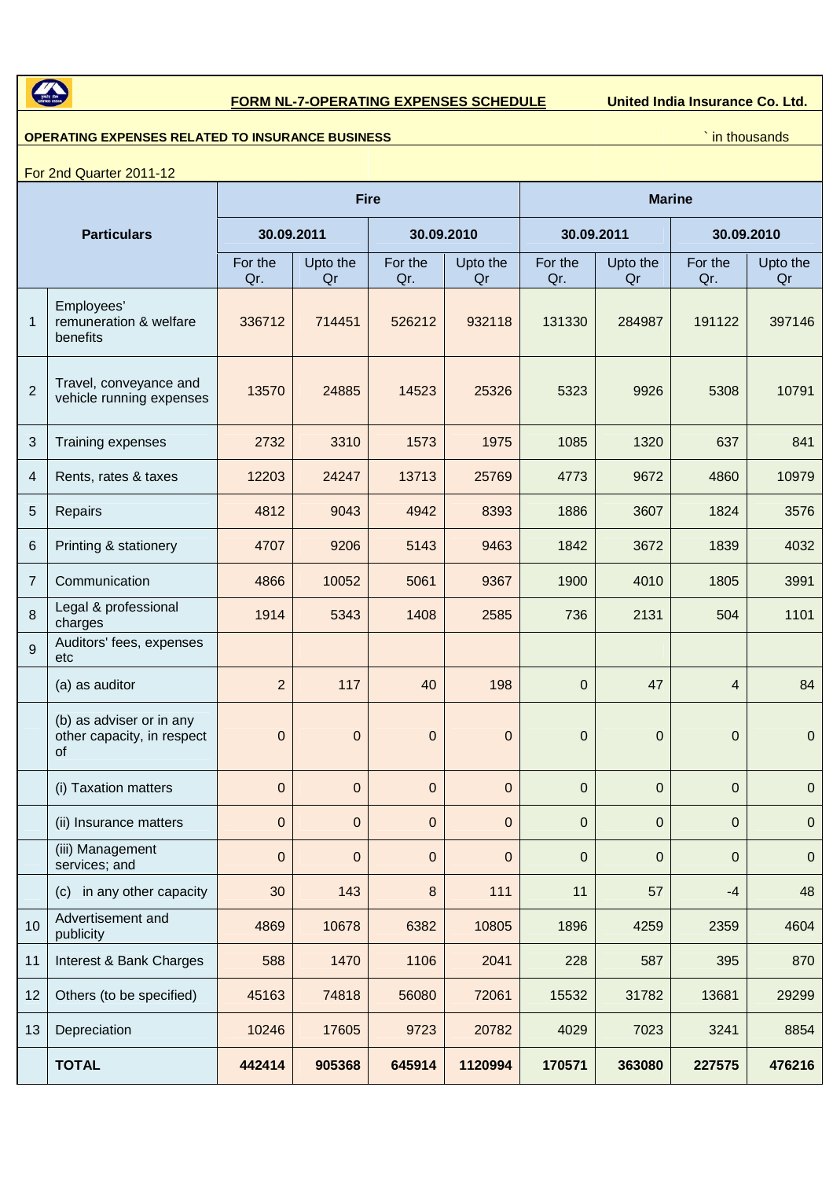**FORM NL-7-OPERATING EXPENSES SCHEDULE** **United India Insurance Co. Ltd.**

**OPERATING EXPENSES RELATED TO INSURANCE BUSINESS** ` in thousands

For 2nd Quarter 2011-12

| | Particulars | Fire | | | | Marine | | | |
|---|---|---|---|---|---|---|---|---|---|
| | | 30.09.2011 | | 30.09.2010 | | 30.09.2011 | | 30.09.2010 | |
| | | For the Qr. | Upto the Qr | For the Qr. | Upto the Qr | For the Qr. | Upto the Qr | For the Qr. | Upto the Qr |
| 1 | Employees' remuneration & welfare benefits | 336712 | 714451 | 526212 | 932118 | 131330 | 284987 | 191122 | 397146 |
| 2 | Travel, conveyance and vehicle running expenses | 13570 | 24885 | 14523 | 25326 | 5323 | 9926 | 5308 | 10791 |
| 3 | Training expenses | 2732 | 3310 | 1573 | 1975 | 1085 | 1320 | 637 | 841 |
| 4 | Rents, rates & taxes | 12203 | 24247 | 13713 | 25769 | 4773 | 9672 | 4860 | 10979 |
| 5 | Repairs | 4812 | 9043 | 4942 | 8393 | 1886 | 3607 | 1824 | 3576 |
| 6 | Printing & stationery | 4707 | 9206 | 5143 | 9463 | 1842 | 3672 | 1839 | 4032 |
| 7 | Communication | 4866 | 10052 | 5061 | 9367 | 1900 | 4010 | 1805 | 3991 |
| 8 | Legal & professional charges | 1914 | 5343 | 1408 | 2585 | 736 | 2131 | 504 | 1101 |
| 9 | Auditors' fees, expenses etc | | | | | | | | |
| | (a) as auditor | 2 | 117 | 40 | 198 | 0 | 47 | 4 | 84 |
| | (b) as adviser or in any other capacity, in respect of | 0 | 0 | 0 | 0 | 0 | 0 | 0 | 0 |
| | (i) Taxation matters | 0 | 0 | 0 | 0 | 0 | 0 | 0 | 0 |
| | (ii) Insurance matters | 0 | 0 | 0 | 0 | 0 | 0 | 0 | 0 |
| | (iii) Management services; and | 0 | 0 | 0 | 0 | 0 | 0 | 0 | 0 |
| | (c) in any other capacity | 30 | 143 | 8 | 111 | 11 | 57 | -4 | 48 |
| 10 | Advertisement and publicity | 4869 | 10678 | 6382 | 10805 | 1896 | 4259 | 2359 | 4604 |
| 11 | Interest & Bank Charges | 588 | 1470 | 1106 | 2041 | 228 | 587 | 395 | 870 |
| 12 | Others (to be specified) | 45163 | 74818 | 56080 | 72061 | 15532 | 31782 | 13681 | 29299 |
| 13 | Depreciation | 10246 | 17605 | 9723 | 20782 | 4029 | 7023 | 3241 | 8854 |
| | **TOTAL** | **442414** | **905368** | **645914** | **1120994** | **170571** | **363080** | **227575** | **476216** |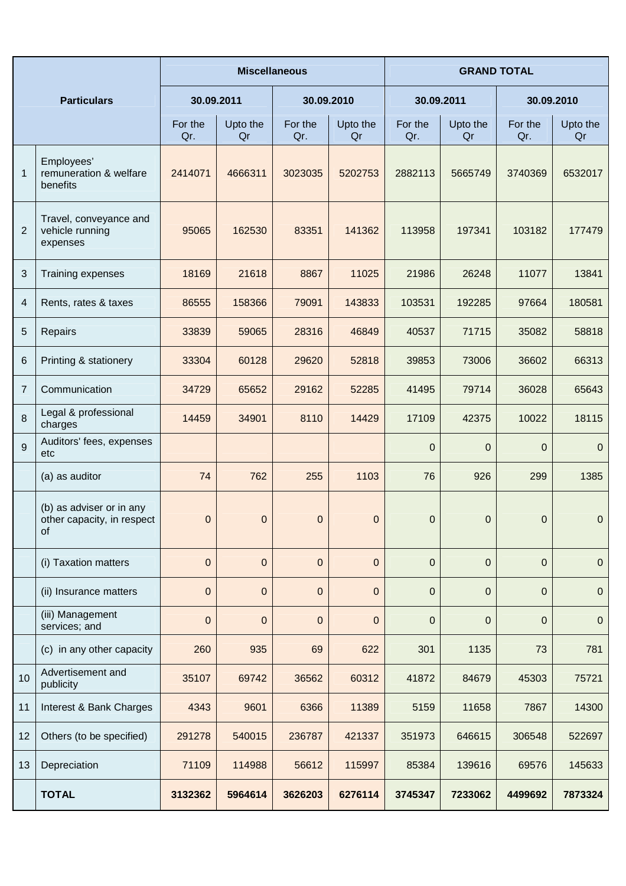| Particulars | | Miscellaneous | | | | GRAND TOTAL | | | |
|---|---|---|---|---|---|---|---|---|---|
| | | 30.09.2011 | | 30.09.2010 | | 30.09.2011 | | 30.09.2010 | |
| | | For the Qr. | Upto the Qr | For the Qr. | Upto the Qr | For the Qr. | Upto the Qr | For the Qr. | Upto the Qr |
| 1 | Employees' remuneration & welfare benefits | 2414071 | 4666311 | 3023035 | 5202753 | 2882113 | 5665749 | 3740369 | 6532017 |
| 2 | Travel, conveyance and vehicle running expenses | 95065 | 162530 | 83351 | 141362 | 113958 | 197341 | 103182 | 177479 |
| 3 | Training expenses | 18169 | 21618 | 8867 | 11025 | 21986 | 26248 | 11077 | 13841 |
| 4 | Rents, rates & taxes | 86555 | 158366 | 79091 | 143833 | 103531 | 192285 | 97664 | 180581 |
| 5 | Repairs | 33839 | 59065 | 28316 | 46849 | 40537 | 71715 | 35082 | 58818 |
| 6 | Printing & stationery | 33304 | 60128 | 29620 | 52818 | 39853 | 73006 | 36602 | 66313 |
| 7 | Communication | 34729 | 65652 | 29162 | 52285 | 41495 | 79714 | 36028 | 65643 |
| 8 | Legal & professional charges | 14459 | 34901 | 8110 | 14429 | 17109 | 42375 | 10022 | 18115 |
| 9 | Auditors' fees, expenses etc | | | | | 0 | 0 | 0 | 0 |
| | (a) as auditor | 74 | 762 | 255 | 1103 | 76 | 926 | 299 | 1385 |
| | (b) as adviser or in any other capacity, in respect of | 0 | 0 | 0 | 0 | 0 | 0 | 0 | 0 |
| | (i) Taxation matters | 0 | 0 | 0 | 0 | 0 | 0 | 0 | 0 |
| | (ii) Insurance matters | 0 | 0 | 0 | 0 | 0 | 0 | 0 | 0 |
| | (iii) Management services; and | 0 | 0 | 0 | 0 | 0 | 0 | 0 | 0 |
| | (c) in any other capacity | 260 | 935 | 69 | 622 | 301 | 1135 | 73 | 781 |
| 10 | Advertisement and publicity | 35107 | 69742 | 36562 | 60312 | 41872 | 84679 | 45303 | 75721 |
| 11 | Interest & Bank Charges | 4343 | 9601 | 6366 | 11389 | 5159 | 11658 | 7867 | 14300 |
| 12 | Others (to be specified) | 291278 | 540015 | 236787 | 421337 | 351973 | 646615 | 306548 | 522697 |
| 13 | Depreciation | 71109 | 114988 | 56612 | 115997 | 85384 | 139616 | 69576 | 145633 |
| | **TOTAL** | **3132362** | **5964614** | **3626203** | **6276114** | **3745347** | **7233062** | **4499692** | **7873324** |